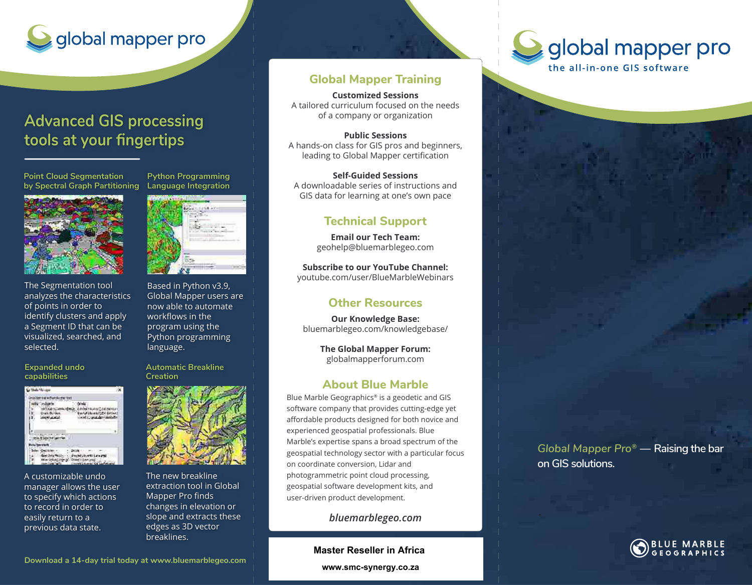global mapper pro

# Advanced GIS processing tools at your fingertips

### Point Cloud Segmentation by Spectral Graph Partitioning

The Segmentation tool analyzes the characteristics of points in order to identify clusters and apply a Segment ID that can be visualized, searched, and selected.

### Python Programming Language Integration

Based in Python v3.9, Global Mapper users are now able to automate workflows in the program using the Python programming language.

### Expanded undo capabilities

A customizable undo manager allows the user to specify which actions to record in order to easily return to a previous data state.

### Automatic Breakline Creation

The new breakline extraction tool in Global Mapper Pro finds changes in elevation or slope and extracts these edges as 3D vector breaklines.

**Download a 14-day trial today at www.bluemarblegeo.com**

## Global Mapper Training

**Customized Sessions**
A tailored curriculum focused on the needs of a company or organization

**Public Sessions**
A hands-on class for GIS pros and beginners, leading to Global Mapper certification

**Self-Guided Sessions**
A downloadable series of instructions and GIS data for learning at one's own pace

## Technical Support

**Email our Tech Team:**
geohelp@bluemarblegeo.com

**Subscribe to our YouTube Channel:**
youtube.com/user/BlueMarbleWebinars

## Other Resources

**Our Knowledge Base:**
bluemarblegeo.com/knowledgebase/

**The Global Mapper Forum:**
globalmapperforum.com

## About Blue Marble

Blue Marble Geographics® is a geodetic and GIS software company that provides cutting-edge yet affordable products designed for both novice and experienced geospatial professionals. Blue Marble's expertise spans a broad spectrum of the geospatial technology sector with a particular focus on coordinate conversion, Lidar and photogrammetric point cloud processing, geospatial software development kits, and user-driven product development.

*bluemarblegeo.com*

**Master Reseller in Africa**

**www.smc-synergy.co.za**

global mapper pro
the all-in-one GIS software

Global Mapper Pro® — Raising the bar on GIS solutions.

BLUE MARBLE GEOGRAPHICS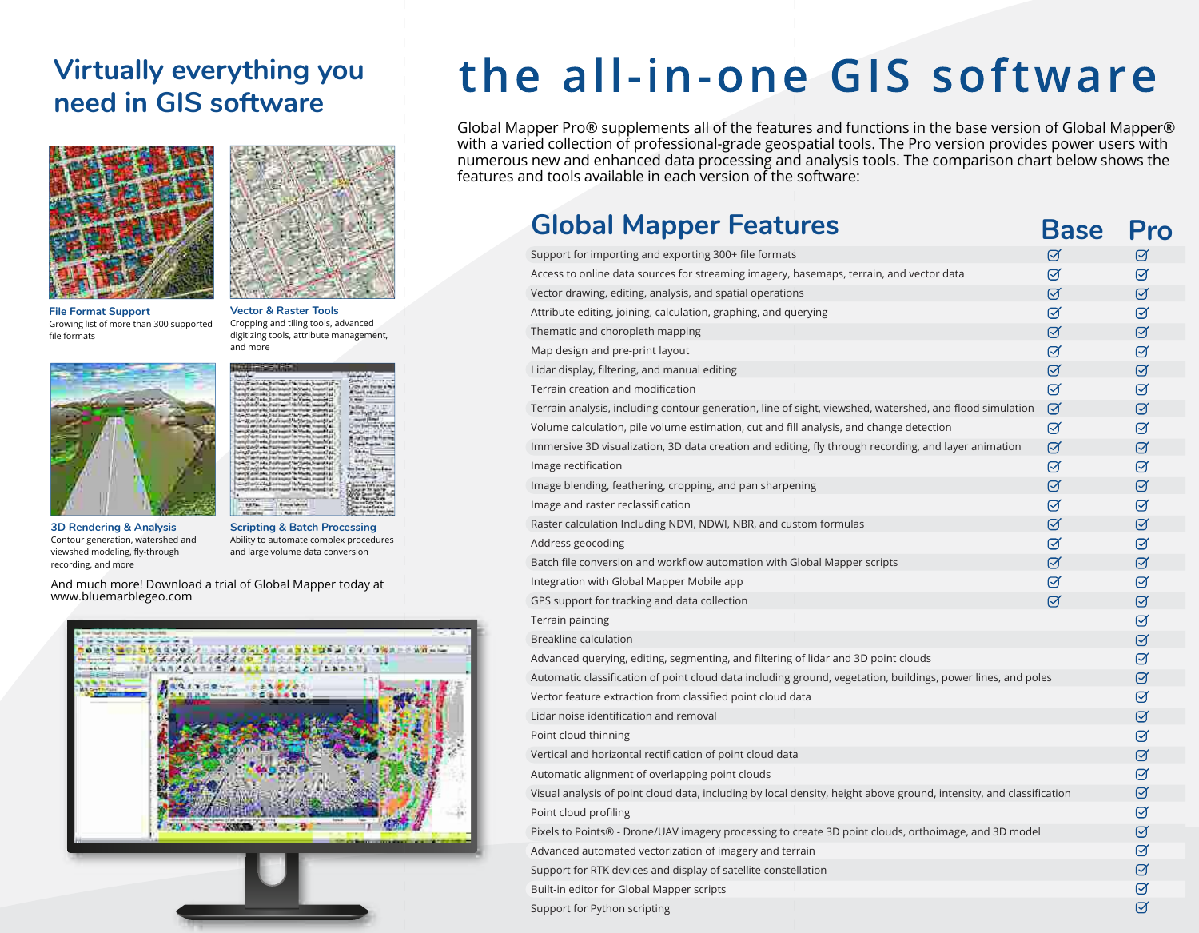## Virtually everything you need in GIS software

**File Format Support**
Growing list of more than 300 supported file formats

**Vector & Raster Tools**
Cropping and tiling tools, advanced digitizing tools, attribute management, and more

**3D Rendering & Analysis**
Contour generation, watershed and viewshed modeling, fly-through recording, and more

**Scripting & Batch Processing**
Ability to automate complex procedures and large volume data conversion

And much more! Download a trial of Global Mapper today at www.bluemarblegeo.com

# the all-in-one GIS software

Global Mapper Pro® supplements all of the features and functions in the base version of Global Mapper® with a varied collection of professional-grade geospatial tools. The Pro version provides power users with numerous new and enhanced data processing and analysis tools. The comparison chart below shows the features and tools available in each version of the software:

| Global Mapper Features | Base | Pro |
|---|---|---|
| Support for importing and exporting 300+ file formats | ☑ | ☑ |
| Access to online data sources for streaming imagery, basemaps, terrain, and vector data | ☑ | ☑ |
| Vector drawing, editing, analysis, and spatial operations | ☑ | ☑ |
| Attribute editing, joining, calculation, graphing, and querying | ☑ | ☑ |
| Thematic and choropleth mapping | ☑ | ☑ |
| Map design and pre-print layout | ☑ | ☑ |
| Lidar display, filtering, and manual editing | ☑ | ☑ |
| Terrain creation and modification | ☑ | ☑ |
| Terrain analysis, including contour generation, line of sight, viewshed, watershed, and flood simulation | ☑ | ☑ |
| Volume calculation, pile volume estimation, cut and fill analysis, and change detection | ☑ | ☑ |
| Immersive 3D visualization, 3D data creation and editing, fly through recording, and layer animation | ☑ | ☑ |
| Image rectification | ☑ | ☑ |
| Image blending, feathering, cropping, and pan sharpening | ☑ | ☑ |
| Image and raster reclassification | ☑ | ☑ |
| Raster calculation Including NDVI, NDWI, NBR, and custom formulas | ☑ | ☑ |
| Address geocoding | ☑ | ☑ |
| Batch file conversion and workflow automation with Global Mapper scripts | ☑ | ☑ |
| Integration with Global Mapper Mobile app | ☑ | ☑ |
| GPS support for tracking and data collection | ☑ | ☑ |
| Terrain painting | | ☑ |
| Breakline calculation | | ☑ |
| Advanced querying, editing, segmenting, and filtering of lidar and 3D point clouds | | ☑ |
| Automatic classification of point cloud data including ground, vegetation, buildings, power lines, and poles | | ☑ |
| Vector feature extraction from classified point cloud data | | ☑ |
| Lidar noise identification and removal | | ☑ |
| Point cloud thinning | | ☑ |
| Vertical and horizontal rectification of point cloud data | | ☑ |
| Automatic alignment of overlapping point clouds | | ☑ |
| Visual analysis of point cloud data, including by local density, height above ground, intensity, and classification | | ☑ |
| Point cloud profiling | | ☑ |
| Pixels to Points® - Drone/UAV imagery processing to create 3D point clouds, orthoimage, and 3D model | | ☑ |
| Advanced automated vectorization of imagery and terrain | | ☑ |
| Support for RTK devices and display of satellite constellation | | ☑ |
| Built-in editor for Global Mapper scripts | | ☑ |
| Support for Python scripting | | ☑ |